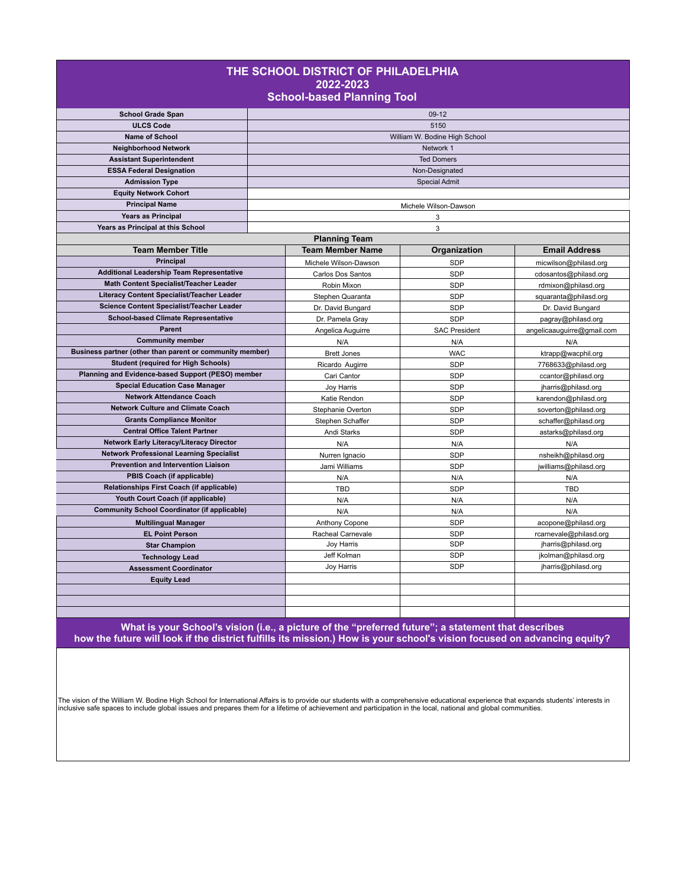# THE SCHOOL DISTRICT OF PHILADELPHIA
## 2022-2023
## School-based Planning Tool

| | |
|---|---|
| **School Grade Span** | 09-12 |
| **ULCS Code** | 5150 |
| **Name of School** | William W. Bodine High School |
| **Neighborhood Network** | Network 1 |
| **Assistant Superintendent** | Ted Domers |
| **ESSA Federal Designation** | Non-Designated |
| **Admission Type** | Special Admit |
| **Equity Network Cohort** | |
| **Principal Name** | Michele Wilson-Dawson |
| **Years as Principal** | 3 |
| **Years as Principal at this School** | 3 |

### Planning Team

| Team Member Title | Team Member Name | Organization | Email Address |
|---|---|---|---|
| Principal | Michele Wilson-Dawson | SDP | micwilson@philasd.org |
| Additional Leadership Team Representative | Carlos Dos Santos | SDP | cdosantos@philasd.org |
| Math Content Specialist/Teacher Leader | Robin Mixon | SDP | rdmixon@philasd.org |
| Literacy Content Specialist/Teacher Leader | Stephen Quaranta | SDP | squaranta@philasd.org |
| Science Content Specialist/Teacher Leader | Dr. David Bungard | SDP | Dr. David Bungard |
| School-based Climate Representative | Dr. Pamela Gray | SDP | pagray@philasd.org |
| Parent | Angelica Auguirre | SAC President | angelicaauguirre@gmail.com |
| Community member | N/A | N/A | N/A |
| Business partner (other than parent or community member) | Brett Jones | WAC | ktrapp@wacphil.org |
| Student (required for High Schools) | Ricardo Augirre | SDP | 7768633@philasd.org |
| Planning and Evidence-based Support (PESO) member | Cari Cantor | SDP | ccantor@philasd.org |
| Special Education Case Manager | Joy Harris | SDP | jharris@philasd.org |
| Network Attendance Coach | Katie Rendon | SDP | karendon@philasd.org |
| Network Culture and Climate Coach | Stephanie Overton | SDP | soverton@philasd.org |
| Grants Compliance Monitor | Stephen Schaffer | SDP | schaffer@philasd.org |
| Central Office Talent Partner | Andi Starks | SDP | astarks@philasd.org |
| Network Early Literacy/Literacy Director | N/A | N/A | N/A |
| Network Professional Learning Specialist | Nurren Ignacio | SDP | nsheikh@philasd.org |
| Prevention and Intervention Liaison | Jami Williams | SDP | jwilliams@philasd.org |
| PBIS Coach (if applicable) | N/A | N/A | N/A |
| Relationships First Coach (if applicable) | TBD | SDP | TBD |
| Youth Court Coach (if applicable) | N/A | N/A | N/A |
| Community School Coordinator (if applicable) | N/A | N/A | N/A |
| Multilingual Manager | Anthony Copone | SDP | acopone@philasd.org |
| EL Point Person | Racheal Carnevale | SDP | rcarnevale@philasd.org |
| Star Champion | Joy Harris | SDP | jharris@philasd.org |
| Technology Lead | Jeff Kolman | SDP | jkolman@philasd.org |
| Assessment Coordinator | Joy Harris | SDP | jharris@philasd.org |
| Equity Lead | | | |
| | | | |
| | | | |
| | | | |

### What is your School's vision (i.e., a picture of the "preferred future"; a statement that describes how the future will look if the district fulfills its mission.) How is your school's vision focused on advancing equity?

The vision of the William W. Bodine High School for International Affairs is to provide our students with a comprehensive educational experience that expands students' interests in inclusive safe spaces to include global issues and prepares them for a lifetime of achievement and participation in the local, national and global communities.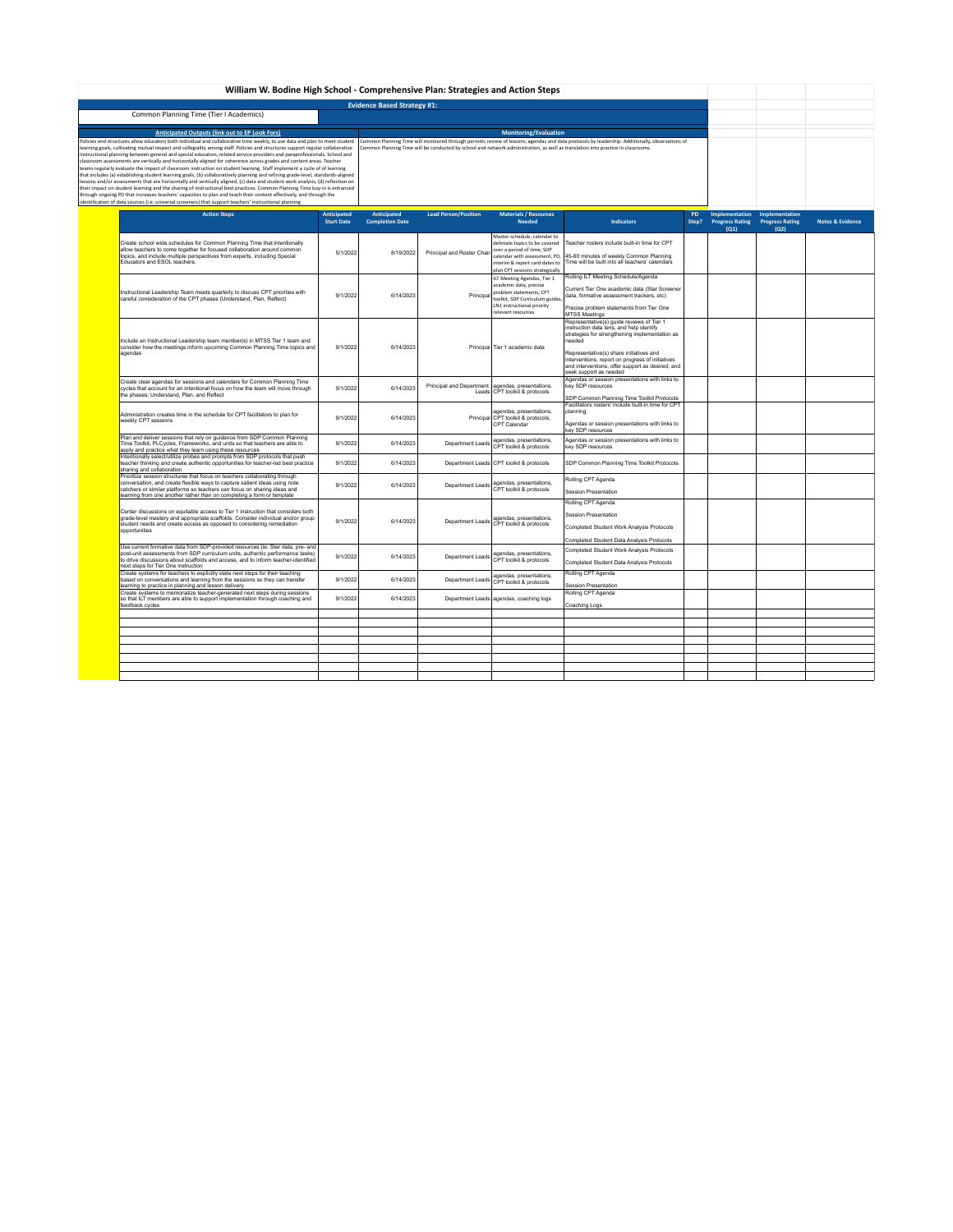# William W. Bodine High School - Comprehensive Plan: Strategies and Action Steps

## Evidence Based Strategy #1:

Common Planning Time (Tier I Academics)

| Anticipated Outputs (link out to EP Look Fors) | Monitoring/Evaluation |
|---|---|
| Policies and structures allow educators both individual and collaborative time weekly, to use data and plan to meet student learning goals, cultivating mutual respect and collegiality among staff. Policies and structures support regular collaborative instructional planning between general and special educators, related service providers and paraprofessionals. School and classroom assessments are vertically and horizontally aligned for coherence across grades and content areas. Teacher teams regularly evaluate the impact of classroom instruction on student learning. Staff implement a cycle of of learning that includes (a) establishing student learning goals, (b) collaboratively planning and refining grade-level, standards-aligned lessons and/or assessments that are horizontally and vertically aligned, (c) data and student work analysis, (d) reflection on their impact on student learning and the sharing of instructional best practices. Common Planning Time buy-in is enhanced through ongoing PD that increases teachers' capacities to plan and teach their content effectively, and through the identification of data sources (i.e. universal screeners) that support teachers' instructional planning | Common Planning Time will monitored through periodic review of lessons, agendas and data protocols by leadership. Additionally, observations of Common Planning Time will be conducted by school and network administration, as well as translation into practice in classrooms. |

| Action Steps | Anticipated Start Date | Anticipated Completion Date | Lead Person/Position | Materials / Resources Needed | Indicators | PD Step? | Implementation Progress Rating (Q1) | Implementation Progress Rating (Q2) | Notes & Evidence |
|---|---|---|---|---|---|---|---|---|---|
| Create school wide schedules for Common Planning Time that intentionally allow teachers to come together for focused collaboration around common topics, and include multiple perspectives from experts, including Special Educators and ESOL teachers. | 5/1/2022 | 8/19/2022 | Principal and Roster Chair | Master schedule, calendar to delinate topics to be covered over a period of time; SDP calendar with assessment, PD, interim & report card dates to plan CPT sessions strategically | Teacher rosters include built-in time for CPT<br>45-60 minutes of weekly Common Planning Time will be built into all teachers' calendars | | | | |
| Instructional Leadership Team meets quarterly to discuss CPT priorities with careful consideration of the CPT phases (Understand, Plan, Reflect) | 9/1/2022 | 6/14/2023 | Principal | ILT Meeting Agendas, Tier 1 academic data, precise problem statements, CPT toolkit, SDP Curriculum guides, LN1 instructional priority relevant resources | Rolling ILT Meeting Schedule/Agenda<br>Current Tier One academic data (Star Screener data, formative assessment trackers, etc)<br>Precise problem statements from Tier One MTSS Meetings | | | | |
| Include an Instructional Leadership team member(s) in MTSS Tier 1 team and consider how the meetings inform upcoming Common Planning Time topics and agendas | 9/1/2022 | 6/14/2023 | Principal | Tier 1 academic data | Representative(s) guide reviews of Tier 1 instruction data lens, and help identify strategies for strengthening implementation as needed<br>Representative(s) share initiatives and interventions, report on progress of initiatives and interventions, offer support as desired, and seek support as needed | | | | |
| Create clear agendas for sessions and calendars for Common Planning Time cycles that account for an intentional focus on how the team will move through the phases: Understand, Plan, and Reflect | 9/1/2022 | 6/14/2023 | Principal and Department Leads | agendas, presentations, CPT toolkit & protocols | Agendas or session presentations with links to key SDP resources<br>SDP Common Planning Time Toolkit Protocols | | | | |
| Administration creates time in the schedule for CPT facilitators to plan for weekly CPT sessions | 9/1/2022 | 6/14/2023 | Principal | agendas, presentations, CPT toolkit & protocols, CPT Calendar | Facilitators rosters' include built-in time for CPT planning<br>Agendas or session presentations with links to key SDP resources | | | | |
| Plan and deliver sessions that rely on guidance from SDP Common Planning Time Toolkit, PLCycles, Frameworks, and units so that teachers are able to apply and practice what they learn using these resources | 9/1/2022 | 6/14/2023 | Department Leads | agendas, presentations, CPT toolkit & protocols | Agendas or session presentations with links to key SDP resources | | | | |
| Intentionally select/utilize probes and prompts from SDP protocols that push teacher thinking and create authentic opportunities for teacher-led best practice sharing and collaboration | 9/1/2022 | 6/14/2023 | Department Leads | CPT toolkit & protocols | SDP Common Planning Time Toolkit Protocols | | | | |
| Prioritize session structures that focus on teachers collaborating through conversation, and create flexible ways to capture salient ideas using note catchers or similar platforms so teachers can focus on sharing ideas and learning from one another rather than on completing a form or template | 9/1/2022 | 6/14/2023 | Department Leads | agendas, presentations, CPT toolkit & protocols | Rolling CPT Agenda<br>Session Presentation | | | | |
| Center discussions on equitable access to Tier 1 instruction that considers both grade-level mastery and appropriate scaffolds. Consider individual and/or group student needs and create access as opposed to considering remediation opportunities | 9/1/2022 | 6/14/2023 | Department Leads | agendas, presentations, CPT toolkit & protocols | Rolling CPT Agenda<br>Session Presentation<br>Completed Student Work Analysis Protocols<br>Completed Student Data Analysis Protocols | | | | |
| Use current formative data from SDP-provided resources (ie: Star data, pre- and post-unit assessments from SDP curriculum units, authentic performance tasks) to drive discussions about scaffolds and access, and to inform teacher-identified next steps for Tier One instruction | 9/1/2022 | 6/14/2023 | Department Leads | agendas, presentations, CPT toolkit & protocols | Completed Student Work Analysis Protocols<br>Completed Student Data Analysis Protocols | | | | |
| Create systems for teachers to explicitly state next steps for their teaching based on conversations and learning from the sessions so they can transfer learning to practice in planning and lesson delivery | 9/1/2022 | 6/14/2023 | Department Leads | agendas, presentations, CPT toolkit & protocols | Rolling CPT Agenda<br>Session Presentation | | | | |
| Create systems to memorialize teacher-generated next steps during sessions so that ILT members are able to support implementation through coaching and feedback cycles | 9/1/2022 | 6/14/2023 | Department Leads | agendas, coaching logs | Rolling CPT Agenda<br>Coaching Logs | | | | |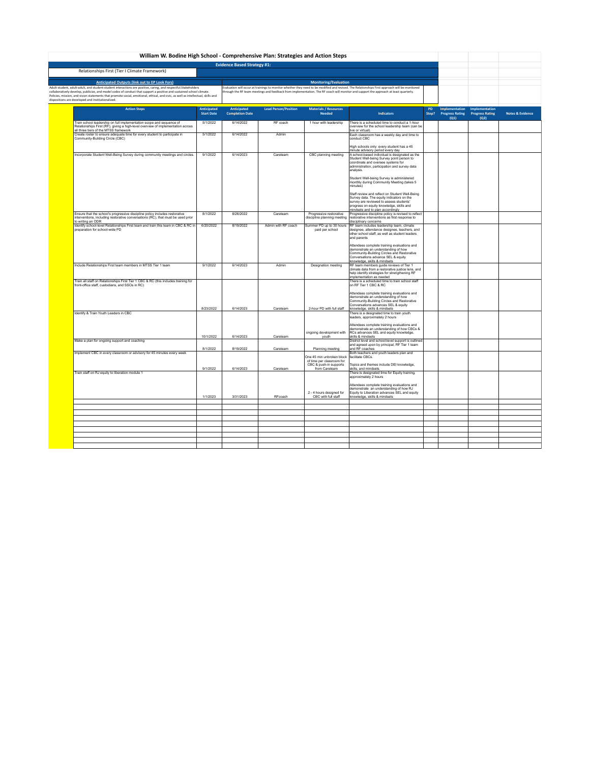# William W. Bodine High School - Comprehensive Plan: Strategies and Action Steps

## Evidence Based Strategy #1:

Relationships First (Tier I Climate Framework)

| Anticipated Outputs (link out to EP Look Fors) | Monitoring/Evaluation |
|---|---|
| Adult-student, adult-adult, and student-student interactions are positive, caring, and respectful.Stakeholders collaboratively develop, publicize, and model codes of conduct that support a positive and sustained school climate. Policies, mission, and vision statements that promote social, emotional, ethical, and civic, as well as intellectual, skills and dispositions are developed and institutionalized. | Evaluation will occur at trainings to monitor whether they need to be modified and revised. The Relationships First approach will be monitored through the RF team meetings and feedback from implementation. The RF coach will monitor and support the approach at least quarterly. |

| Action Steps | Anticipated Start Date | Anticipated Completion Date | Lead Person/Position | Materials / Resources Needed | Indicators | PD Step? | Implementation Progress Rating (Q1) | Implementation Progress Rating (Q2) | Notes & Evidence |
|---|---|---|---|---|---|---|---|---|---|
| Train school leadership on full implementation scope and sequence of Relationships First (RF), giving a high-level overview of implementation across all three tiers of the MTSS framework | 5/1/2022 | 6/14/2022 | RF coach | 1 hour with leadership | There is a scheduled time to conduct a 1-hour overview for the school leadership team (can be live or virtual). | | | | |
| Create roster to ensure adequate time for every student to participate in Community-Building Circle (CBC) | 5/1/2022 | 6/14/2022 | Admin | | Each classroom has a weekly day and time to conduct CBC<br><br>High schools only: every student has a 45 minute advisory period every day | | | | |
| Incorporate Student Well-Being Survey during community meetings and circles. | 9/1/2022 | 6/14/2023 | Careteam | CBC planning meeting | A school-based individual is designated as the Student Well-being Survey point person to coordinate and oversee systems for administration, participation and survey data analysis.<br><br>Student Well-being Survey is administered monthly during Community Meeting (takes 5 minutes)<br><br>Staff review and reflect on Student Well-Being Survey data. The equity indicators on the survey are reviewed to assess students' progress on equity knowledge, skills and mindsets and to plan accordingly | | | | |
| Ensure that the school's progressive discipline policy includes restorative interventions, including restorative conversations (RC), that must be used prior to writing an ODR | 8/1/2022 | 8/26/2022 | Careteam | Progressive restorative discipline planning meeting | Progressive discipline policy is revised to reflect restorative interventions as first response to disciplinary concerns | | | | |
| Identify school-level Relationships First team and train this team in CBC & RC in preparation for school-wide PD | 6/20/2022 | 8/19/2022 | Admin with RF coach | Summer PD up to 30 hours paid per school | RF team includes leadership team, climate designee, attendance designee, teachers, and other school staff, as well as student leaders and parents<br><br>Attendees complete training evaluations and demonstrate an understanding of how Community-Building Circles and Restorative Conversations advance SEL & equity knowledge, skills & mindsets | | | | |
| Include Relationships First team members in MTSS Tier 1 team | 9/1/2022 | 6/14/2023 | Admin | Designation meeting | RF team members guide reviews of Tier 1 climate data from a restorative justice lens, and help identify strategies for strengthening RF implementation as needed | | | | |
| Train all staff on Relationships First Tier 1 CBC & RC (this includes training for front-office staff, custodians, and SSOs in RC) | 8/23/2022 | 6/14/2023 | Careteam | 2-hour PD with full staff | There is a scheduled time to train school staff on RF Tier 1 CBC & RC<br><br>Attendees complete training evaluations and demonstrate an understanding of how Community-Building Circles and Restorative Conversations advances SEL & equity knowledge, skills & mindsets | | | | |
| Identify & Train Youth Leaders in CBC | 10/1/2022 | 6/14/2023 | Careteam | ongoing development with youth | There is a designated time to train youth leaders, approximately 2 hours<br><br>Attendees complete training evaluations and demonstrate an understanding of how CBCs & RCs advances SEL and equity knowledge, skills & mindsets | | | | |
| Make a plan for ongoing support and coaching | 8/1/2022 | 8/19/2022 | Careteam | Planning meeting | District level and school-level support is outlined and agreed upon by principal, RF Tier 1 team and RF coaches | | | | |
| Implement CBC in every classroom or advisory for 45 minutes every week | 9/1/2022 | 6/14/2023 | Careteam | One 45 min unbroken block of time per classroom for CBC & push-in supports from Careteam | Both teachers and youth leaders plan and facilitate CBCs.<br><br>Topics and themes include DEI knowledge, skills, and mindsets. | | | | |
| Train staff on RJ equity to liberation module 1 | 1/1/2023 | 3/31/2023 | RFcoach | 2 - 4 hours designed for CBC with full staff | There is designated time for Equity training, approximately 2 hours<br><br>Attendees complete training evaluations and demonstrate an understanding of how RJ Equity to Liberation advances SEL and equity knowledge, skills & mindsets | | | | |
| | | | | | | | | | |
| | | | | | | | | | |
| | | | | | | | | | |
| | | | | | | | | | |
| | | | | | | | | | |
| | | | | | | | | | |
| | | | | | | | | | |
| | | | | | | | | | |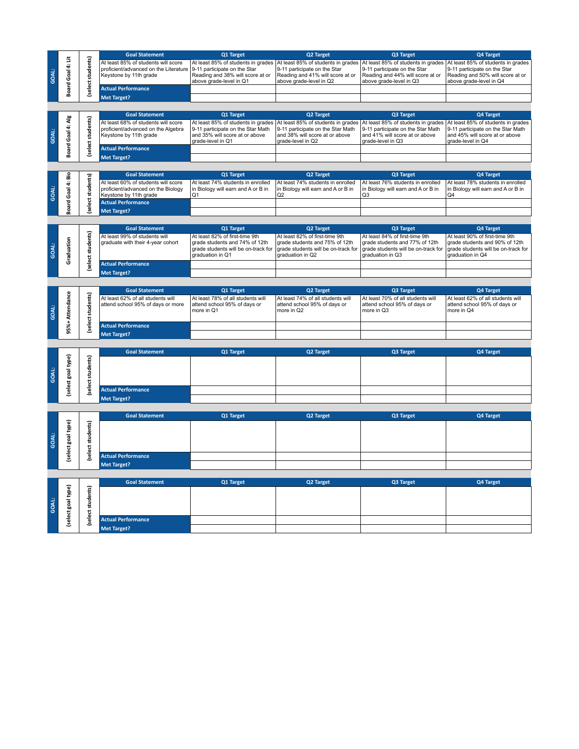| GOAL: | Board Goal 4: Lit | (select students) | Goal Statement | Q1 Target | Q2 Target | Q3 Target | Q4 Target |
|---|---|---|---|---|---|---|---|
| | | | At least 85% of students will score proficient/advanced on the Literature Keystone by 11th grade | At least 85% of students in grades 9-11 participate on the Star Reading and 38% will score at or above grade-level in Q1 | At least 85% of students in grades 9-11 participate on the Star Reading and 41% will score at or above grade-level in Q2 | At least 85% of students in grades 9-11 participate on the Star Reading and 44% will score at or above grade-level in Q3 | At least 85% of students in grades 9-11 participate on the Star Reading and 50% will score at or above grade-level in Q4 |
| | | | **Actual Performance** | | | | |
| | | | **Met Target?** | | | | |

| GOAL: | Board Goal 4: Alg | (select students) | Goal Statement | Q1 Target | Q2 Target | Q3 Target | Q4 Target |
|---|---|---|---|---|---|---|---|
| | | | At least 68% of students will score proficient/advanced on the Algebra Keystone by 11th grade | At least 85% of students in grades 9-11 participate on the Star Math and 35% will score at or above grade-level in Q1 | At least 85% of students in grades 9-11 participate on the Star Math and 38% will score at or above grade-level in Q2 | At least 85% of students in grades 9-11 participate on the Star Math and 41% will score at or above grade-level in Q3 | At least 85% of students in grades 9-11 participate on the Star Math and 45% will score at or above grade-level in Q4 |
| | | | **Actual Performance** | | | | |
| | | | **Met Target?** | | | | |

| GOAL: | Board Goal 4: Bio | (select students) | Goal Statement | Q1 Target | Q2 Target | Q3 Target | Q4 Target |
|---|---|---|---|---|---|---|---|
| | | | At least 60% of students will score proficient/advanced on the Biology Keystone by 11th grade | At least 74% students in enrolled in Biology will earn and A or B in Q1 | At least 74% students in enrolled in Biology will earn and A or B in Q2 | At least 76% students in enrolled in Biology will earn and A or B in Q3 | At least 78% students in enrolled in Biology will earn and A or B in Q4 |
| | | | **Actual Performance** | | | | |
| | | | **Met Target?** | | | | |

| GOAL: | Graduation | (select students) | Goal Statement | Q1 Target | Q2 Target | Q3 Target | Q4 Target |
|---|---|---|---|---|---|---|---|
| | | | At least 99% of students will graduate with their 4-year cohort | At least 82% of first-time 9th grade students and 74% of 12th grade students will be on-track for graduation in Q1 | At least 82% of first-time 9th grade students and 75% of 12th grade students will be on-track for graduation in Q2 | At least 84% of first-time 9th grade students and 77% of 12th grade students will be on-track for graduation in Q3 | At least 90% of first-time 9th grade students and 90% of 12th grade students will be on-track for graduation in Q4 |
| | | | **Actual Performance** | | | | |
| | | | **Met Target?** | | | | |

| GOAL: | 95%+ Attendance | (select students) | Goal Statement | Q1 Target | Q2 Target | Q3 Target | Q4 Target |
|---|---|---|---|---|---|---|---|
| | | | At least 62% of all students will attend school 95% of days or more | At least 78% of all students will attend school 95% of days or more in Q1 | At least 74% of all students will attend school 95% of days or more in Q2 | At least 70% of all students will attend school 95% of days or more in Q3 | At least 62% of all students will attend school 95% of days or more in Q4 |
| | | | **Actual Performance** | | | | |
| | | | **Met Target?** | | | | |

| GOAL: | (select goal type) | (select students) | Goal Statement | Q1 Target | Q2 Target | Q3 Target | Q4 Target |
|---|---|---|---|---|---|---|---|
| | | | | | | | |
| | | | **Actual Performance** | | | | |
| | | | **Met Target?** | | | | |

| GOAL: | (select goal type) | (select students) | Goal Statement | Q1 Target | Q2 Target | Q3 Target | Q4 Target |
|---|---|---|---|---|---|---|---|
| | | | | | | | |
| | | | **Actual Performance** | | | | |
| | | | **Met Target?** | | | | |

| GOAL: | (select goal type) | (select students) | Goal Statement | Q1 Target | Q2 Target | Q3 Target | Q4 Target |
|---|---|---|---|---|---|---|---|
| | | | | | | | |
| | | | **Actual Performance** | | | | |
| | | | **Met Target?** | | | | |